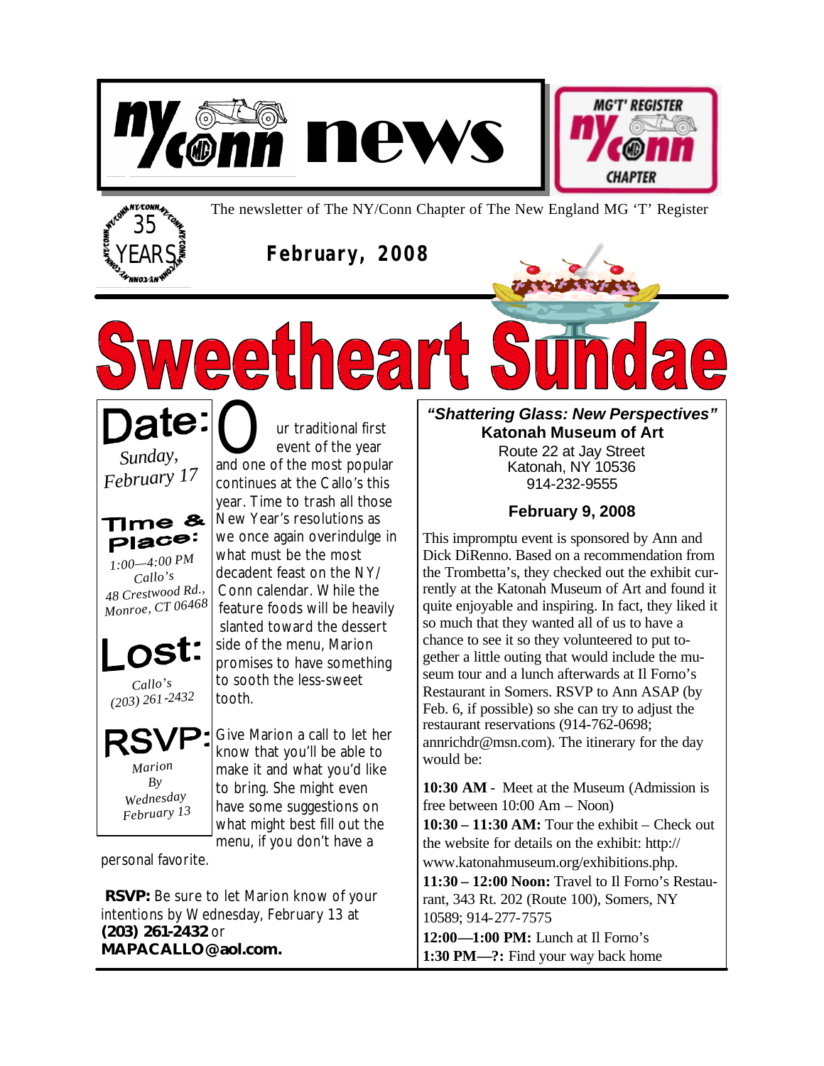# nycon news

MG 'T' REGISTER NY/Conn CHAPTER

35 YEARS

The newsletter of The NY/Conn Chapter of The New England MG 'T' Register

**February, 2008**

# Sweetheart Sundae

**Date:**
*Sunday, February 17*

**Time & Place:**
*1:00—4:00 PM*
*Callo's*
*48 Crestwood Rd., Monroe, CT 06468*

**Lost:**
*Callo's*
*(203) 261-2432*

**RSVP:**
*Marion*
*By Wednesday February 13*

Our traditional first event of the year and one of the most popular continues at the Callo's this year. Time to trash all those New Year's resolutions as we once again overindulge in what must be the most decadent feast on the NY/Conn calendar. While the feature foods will be heavily slanted toward the dessert side of the menu, Marion promises to have something to sooth the less-sweet tooth.

Give Marion a call to let her know that you'll be able to make it and what you'd like to bring. She might even have some suggestions on what might best fill out the menu, if you don't have a personal favorite.

**RSVP:** Be sure to let Marion know of your intentions by Wednesday, February 13 at **(203) 261-2432** or **MAPACALLO@aol.com.**

---

***"Shattering Glass: New Perspectives"***
**Katonah Museum of Art**
Route 22 at Jay Street
Katonah, NY 10536
914-232-9555

**February 9, 2008**

This impromptu event is sponsored by Ann and Dick DiRenno. Based on a recommendation from the Trombetta's, they checked out the exhibit currently at the Katonah Museum of Art and found it quite enjoyable and inspiring. In fact, they liked it so much that they wanted all of us to have a chance to see it so they volunteered to put together a little outing that would include the museum tour and a lunch afterwards at Il Forno's Restaurant in Somers. RSVP to Ann ASAP (by Feb. 6, if possible) so she can try to adjust the restaurant reservations (914-762-0698; annrichdr@msn.com). The itinerary for the day would be:

**10:30 AM** - Meet at the Museum (Admission is free between 10:00 Am – Noon)
**10:30 – 11:30 AM:** Tour the exhibit – Check out the website for details on the exhibit: http://www.katonahmuseum.org/exhibitions.php.
**11:30 – 12:00 Noon:** Travel to Il Forno's Restaurant, 343 Rt. 202 (Route 100), Somers, NY 10589; 914-277-7575
**12:00—1:00 PM:** Lunch at Il Forno's
**1:30 PM—?:** Find your way back home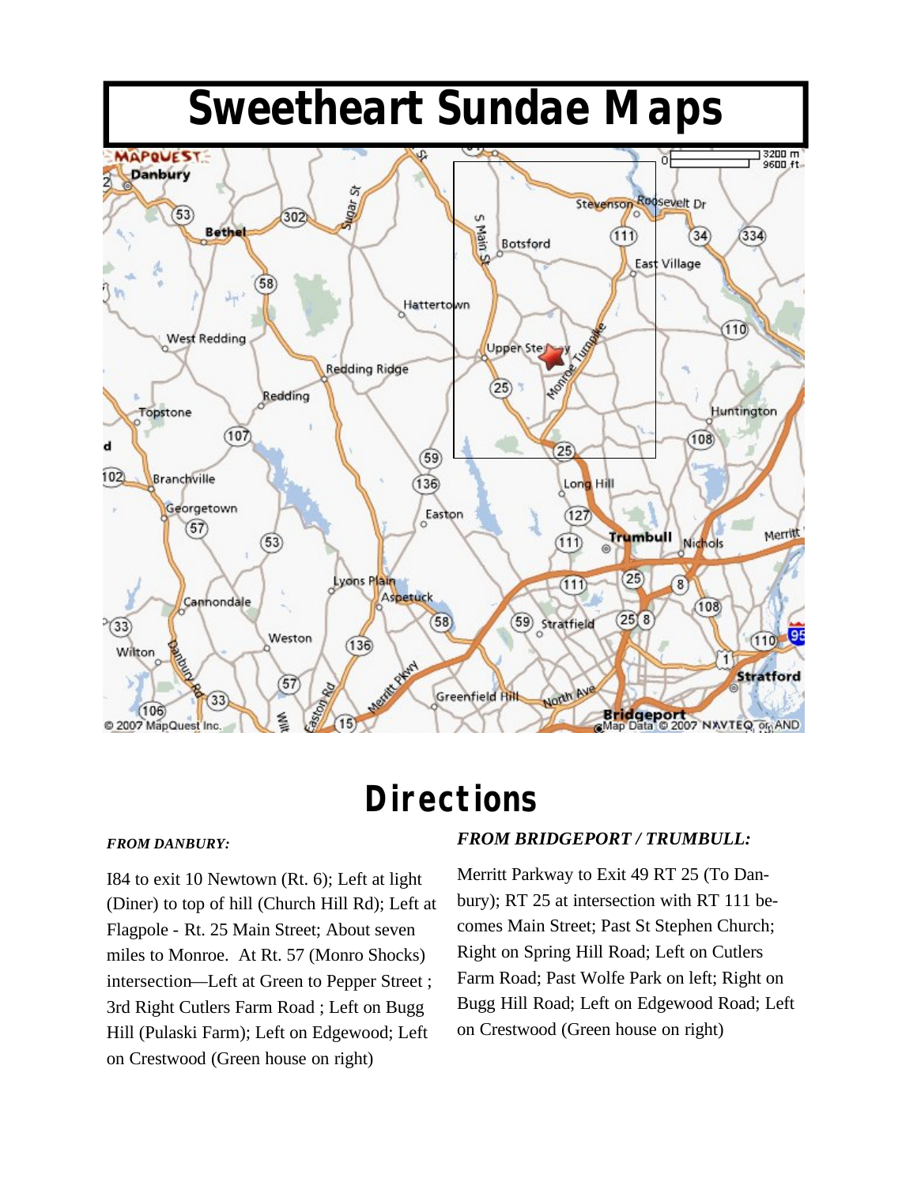# Sweetheart Sundae Maps

## Directions

***FROM DANBURY:***

I84 to exit 10 Newtown (Rt. 6); Left at light (Diner) to top of hill (Church Hill Rd); Left at Flagpole - Rt. 25 Main Street; About seven miles to Monroe. At Rt. 57 (Monro Shocks) intersection—Left at Green to Pepper Street ; 3rd Right Cutlers Farm Road ; Left on Bugg Hill (Pulaski Farm); Left on Edgewood; Left on Crestwood (Green house on right)

***FROM BRIDGEPORT / TRUMBULL:***

Merritt Parkway to Exit 49 RT 25 (To Danbury); RT 25 at intersection with RT 111 becomes Main Street; Past St Stephen Church; Right on Spring Hill Road; Left on Cutlers Farm Road; Past Wolfe Park on left; Right on Bugg Hill Road; Left on Edgewood Road; Left on Crestwood (Green house on right)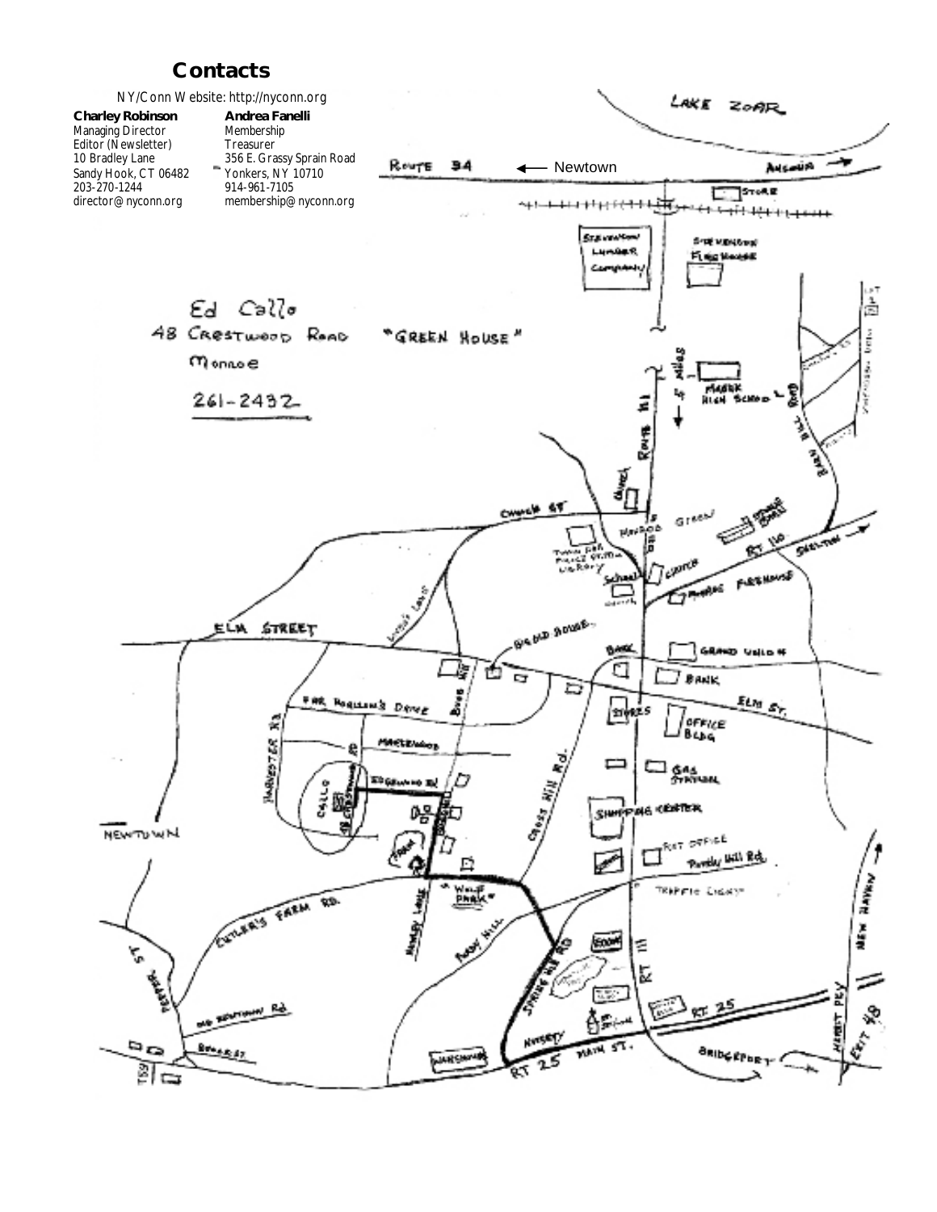## Contacts

NY/Conn Website: http://nyconn.org

**Charley Robinson**
Managing Director
Editor (Newsletter)
10 Bradley Lane
Sandy Hook, CT 06482
203-270-1244
director@nyconn.org

**Andrea Fanelli**
Membership
Treasurer
356 E. Grassy Sprain Road
Yonkers, NY 10710
914-961-7105
membership@nyconn.org

Ed Callo
48 Crestwood Road "Green House"
Monroe
261-2432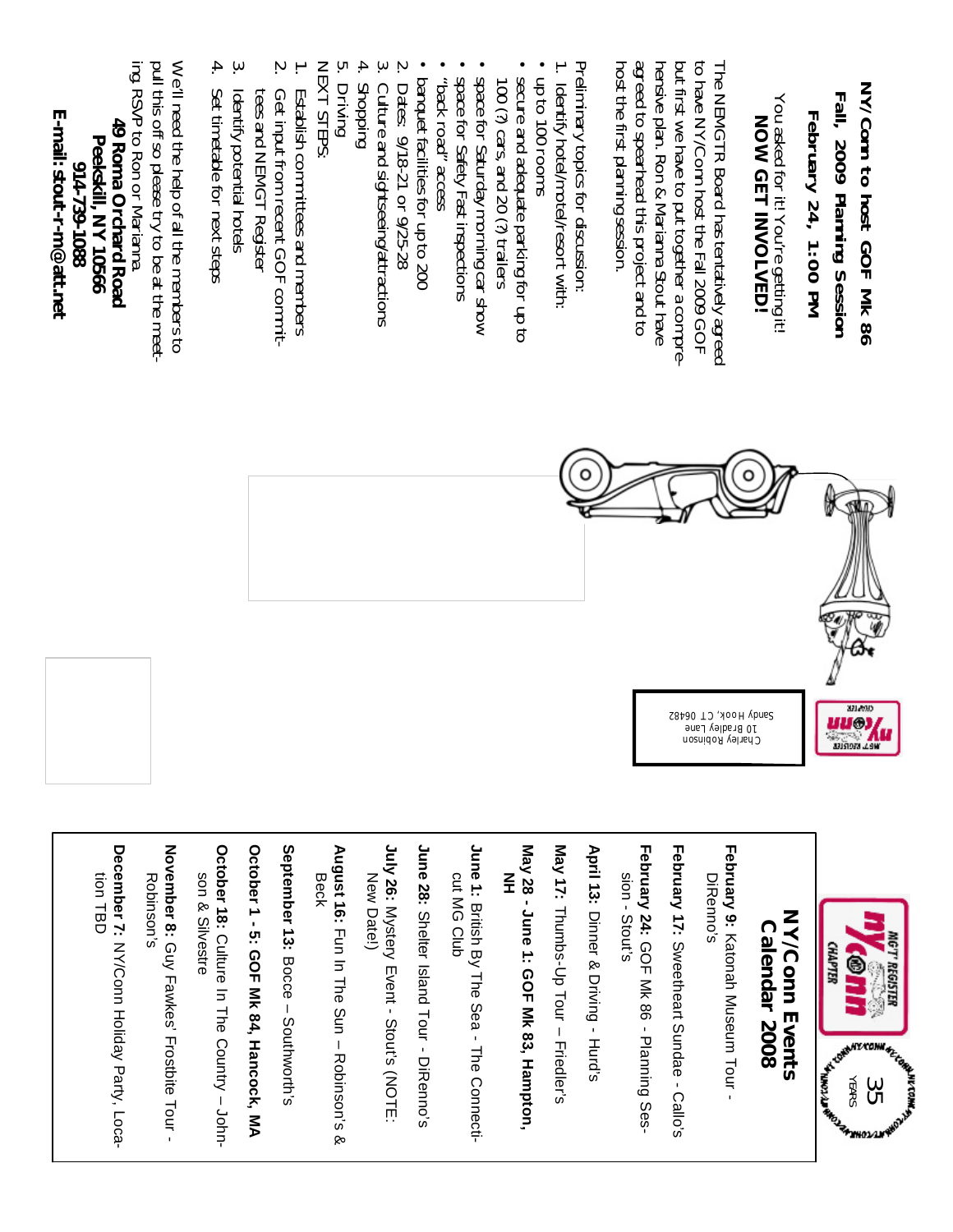# NY/Conn to host GOF Mk 86 Fall, 2009 Planning Session

## February 24, 1:00 PM

You asked for it! You're getting it!

**NOW GET INVOLVED!**

The NEMGTR Board has tentatively agreed to have NY/Conn host the Fall 2009 GOF but first we have to put together a comprehensive plan. Ron & Marianna Stout have agreed to spearhead this project and to host the first planning session.

Preliminary topics for discussion:

1. Identify hotel/motel/resort with:
   - up to 100 rooms
   - secure and adequate parking for up to 100 (?) cars, and 20 (?) trailers
   - space for Saturday morning car show
   - space for Safety Fast inspections
   - "back road" access
   - banquet facilities for up to 200
2. Dates: 9/18-21 or 9/25-28
3. Culture and sightseeing/attractions
4. Shopping
5. Driving

NEXT STEPS:

1. Establish committees and members
2. Get input from recent GOF committees and NEMGT Register
3. Identify potential hotels
4. Set timetable for next steps

We'll need the help of all the members to pull this off so please try to be at the meeting. RSVP to Ron or Marianna.

**49 Roma Orchard Road**
**Peekskill, NY 10566**
**914-739-1088**
**E-mail: stout-r-m@att.net**

Charley Robinson
10 Bradley Lane
Sandy Hook, CT 06482

# NY/Conn Events Calendar 2008

**February 9:** Katonah Museum Tour - DiRenno's

**February 17:** Sweetheart Sundae - Callo's

**February 24:** GOF Mk 86 - Planning Session - Stout's

**April 13:** Dinner & Driving - Hurd's

**May 17:** Thumbs-Up Tour – Friedler's

**May 28 - June 1: GOF Mk 83, Hampton, NH**

**June 1:** British By The Sea - The Connecticut MG Club

**June 28:** Shelter Island Tour - DiRenno's

**July 26:** Mystery Event - Stout's (NOTE: New Date!)

**August 16:** Fun In The Sun – Robinson's & Beck

**September 13:** Bocce – Southworth's

**October 1 - 5: GOF Mk 84, Hancock, MA**

**October 18:** Culture In The Country – Johnson & Silvestre

**November 8:** Guy Fawkes' Frostbite Tour - Robinson's

**December 7:** NY/Conn Holiday Party, Location TBD